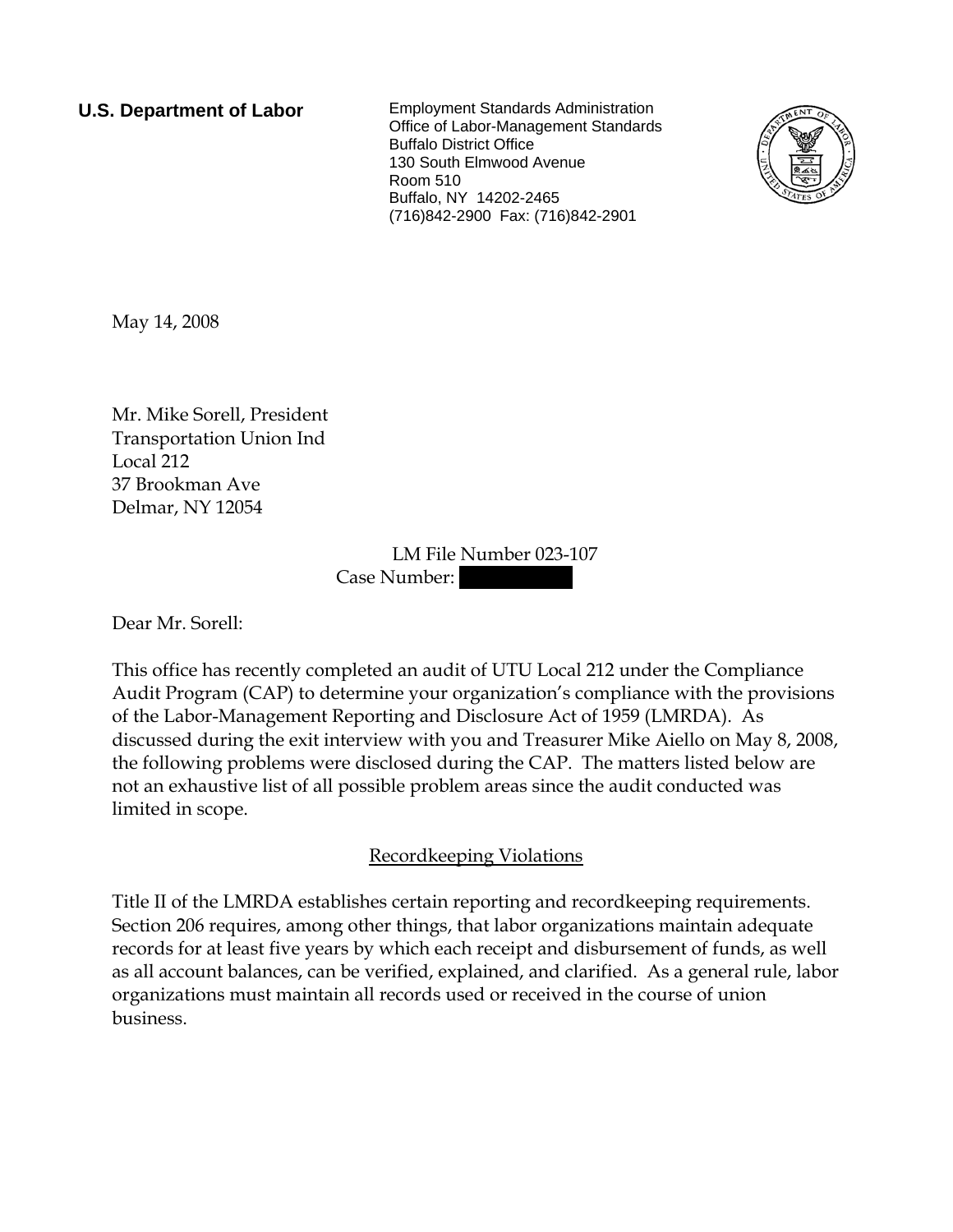**U.S. Department of Labor**

Employment Standards Administration
Office of Labor-Management Standards
Buffalo District Office
130 South Elmwood Avenue
Room 510
Buffalo, NY 14202-2465
(716)842-2900 Fax: (716)842-2901

May 14, 2008

Mr. Mike Sorell, President
Transportation Union Ind
Local 212
37 Brookman Ave
Delmar, NY 12054

LM File Number 023-107
Case Number: [REDACTED]

Dear Mr. Sorell:

This office has recently completed an audit of UTU Local 212 under the Compliance Audit Program (CAP) to determine your organization's compliance with the provisions of the Labor-Management Reporting and Disclosure Act of 1959 (LMRDA). As discussed during the exit interview with you and Treasurer Mike Aiello on May 8, 2008, the following problems were disclosed during the CAP. The matters listed below are not an exhaustive list of all possible problem areas since the audit conducted was limited in scope.

## Recordkeeping Violations

Title II of the LMRDA establishes certain reporting and recordkeeping requirements. Section 206 requires, among other things, that labor organizations maintain adequate records for at least five years by which each receipt and disbursement of funds, as well as all account balances, can be verified, explained, and clarified. As a general rule, labor organizations must maintain all records used or received in the course of union business.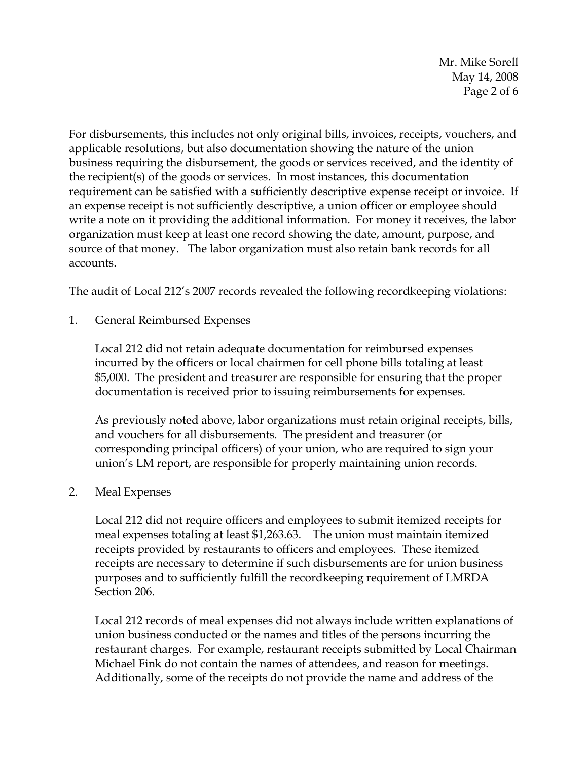For disbursements, this includes not only original bills, invoices, receipts, vouchers, and applicable resolutions, but also documentation showing the nature of the union business requiring the disbursement, the goods or services received, and the identity of the recipient(s) of the goods or services. In most instances, this documentation requirement can be satisfied with a sufficiently descriptive expense receipt or invoice. If an expense receipt is not sufficiently descriptive, a union officer or employee should write a note on it providing the additional information. For money it receives, the labor organization must keep at least one record showing the date, amount, purpose, and source of that money. The labor organization must also retain bank records for all accounts.

The audit of Local 212's 2007 records revealed the following recordkeeping violations:

1. General Reimbursed Expenses

   Local 212 did not retain adequate documentation for reimbursed expenses incurred by the officers or local chairmen for cell phone bills totaling at least $5,000. The president and treasurer are responsible for ensuring that the proper documentation is received prior to issuing reimbursements for expenses.

   As previously noted above, labor organizations must retain original receipts, bills, and vouchers for all disbursements. The president and treasurer (or corresponding principal officers) of your union, who are required to sign your union's LM report, are responsible for properly maintaining union records.

2. Meal Expenses

   Local 212 did not require officers and employees to submit itemized receipts for meal expenses totaling at least $1,263.63. The union must maintain itemized receipts provided by restaurants to officers and employees. These itemized receipts are necessary to determine if such disbursements are for union business purposes and to sufficiently fulfill the recordkeeping requirement of LMRDA Section 206.

   Local 212 records of meal expenses did not always include written explanations of union business conducted or the names and titles of the persons incurring the restaurant charges. For example, restaurant receipts submitted by Local Chairman Michael Fink do not contain the names of attendees, and reason for meetings. Additionally, some of the receipts do not provide the name and address of the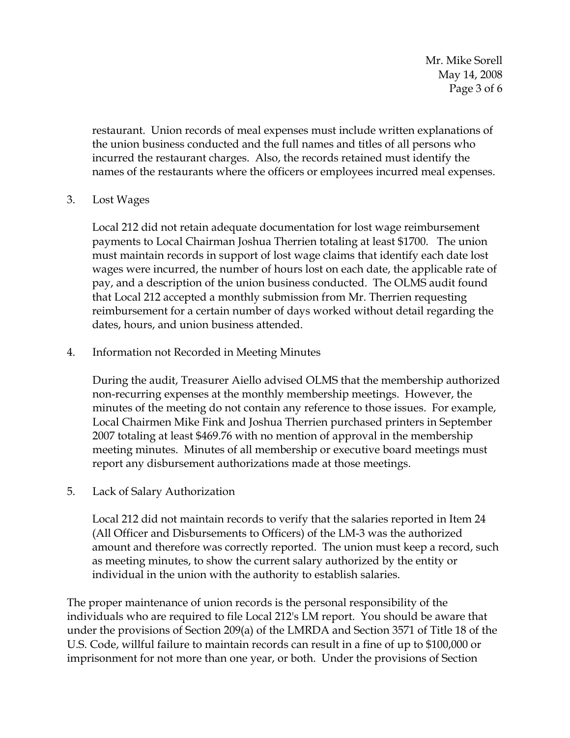restaurant. Union records of meal expenses must include written explanations of the union business conducted and the full names and titles of all persons who incurred the restaurant charges. Also, the records retained must identify the names of the restaurants where the officers or employees incurred meal expenses.

3. Lost Wages

   Local 212 did not retain adequate documentation for lost wage reimbursement payments to Local Chairman Joshua Therrien totaling at least $1700. The union must maintain records in support of lost wage claims that identify each date lost wages were incurred, the number of hours lost on each date, the applicable rate of pay, and a description of the union business conducted. The OLMS audit found that Local 212 accepted a monthly submission from Mr. Therrien requesting reimbursement for a certain number of days worked without detail regarding the dates, hours, and union business attended.

4. Information not Recorded in Meeting Minutes

   During the audit, Treasurer Aiello advised OLMS that the membership authorized non-recurring expenses at the monthly membership meetings. However, the minutes of the meeting do not contain any reference to those issues. For example, Local Chairmen Mike Fink and Joshua Therrien purchased printers in September 2007 totaling at least $469.76 with no mention of approval in the membership meeting minutes. Minutes of all membership or executive board meetings must report any disbursement authorizations made at those meetings.

5. Lack of Salary Authorization

   Local 212 did not maintain records to verify that the salaries reported in Item 24 (All Officer and Disbursements to Officers) of the LM-3 was the authorized amount and therefore was correctly reported. The union must keep a record, such as meeting minutes, to show the current salary authorized by the entity or individual in the union with the authority to establish salaries.

The proper maintenance of union records is the personal responsibility of the individuals who are required to file Local 212's LM report. You should be aware that under the provisions of Section 209(a) of the LMRDA and Section 3571 of Title 18 of the U.S. Code, willful failure to maintain records can result in a fine of up to $100,000 or imprisonment for not more than one year, or both. Under the provisions of Section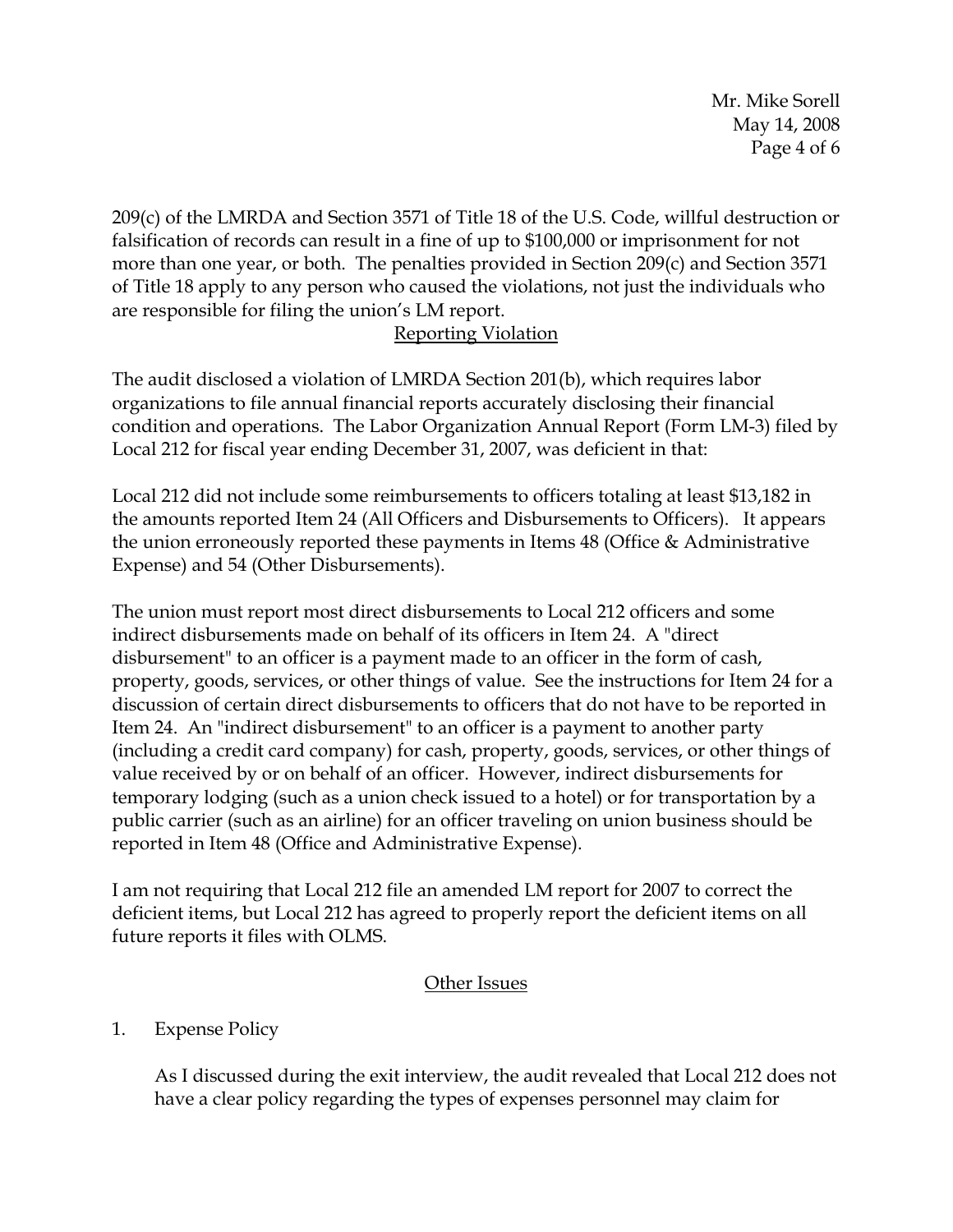209(c) of the LMRDA and Section 3571 of Title 18 of the U.S. Code, willful destruction or falsification of records can result in a fine of up to $100,000 or imprisonment for not more than one year, or both. The penalties provided in Section 209(c) and Section 3571 of Title 18 apply to any person who caused the violations, not just the individuals who are responsible for filing the union's LM report.

## Reporting Violation

The audit disclosed a violation of LMRDA Section 201(b), which requires labor organizations to file annual financial reports accurately disclosing their financial condition and operations. The Labor Organization Annual Report (Form LM-3) filed by Local 212 for fiscal year ending December 31, 2007, was deficient in that:

Local 212 did not include some reimbursements to officers totaling at least $13,182 in the amounts reported Item 24 (All Officers and Disbursements to Officers). It appears the union erroneously reported these payments in Items 48 (Office & Administrative Expense) and 54 (Other Disbursements).

The union must report most direct disbursements to Local 212 officers and some indirect disbursements made on behalf of its officers in Item 24. A "direct disbursement" to an officer is a payment made to an officer in the form of cash, property, goods, services, or other things of value. See the instructions for Item 24 for a discussion of certain direct disbursements to officers that do not have to be reported in Item 24. An "indirect disbursement" to an officer is a payment to another party (including a credit card company) for cash, property, goods, services, or other things of value received by or on behalf of an officer. However, indirect disbursements for temporary lodging (such as a union check issued to a hotel) or for transportation by a public carrier (such as an airline) for an officer traveling on union business should be reported in Item 48 (Office and Administrative Expense).

I am not requiring that Local 212 file an amended LM report for 2007 to correct the deficient items, but Local 212 has agreed to properly report the deficient items on all future reports it files with OLMS.

## Other Issues

1. Expense Policy

   As I discussed during the exit interview, the audit revealed that Local 212 does not have a clear policy regarding the types of expenses personnel may claim for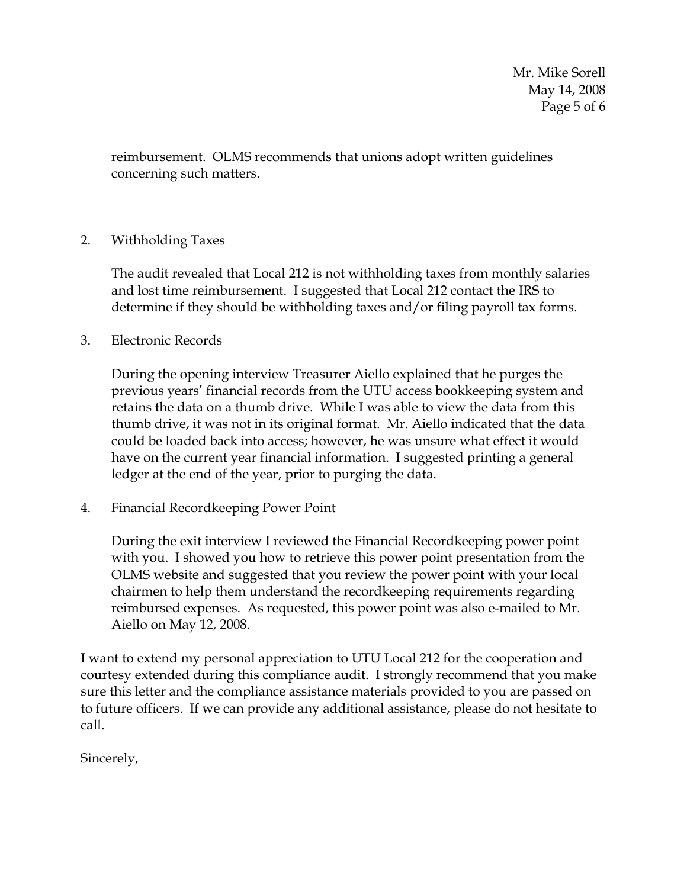reimbursement. OLMS recommends that unions adopt written guidelines concerning such matters.

2. Withholding Taxes

   The audit revealed that Local 212 is not withholding taxes from monthly salaries and lost time reimbursement. I suggested that Local 212 contact the IRS to determine if they should be withholding taxes and/or filing payroll tax forms.

3. Electronic Records

   During the opening interview Treasurer Aiello explained that he purges the previous years' financial records from the UTU access bookkeeping system and retains the data on a thumb drive. While I was able to view the data from this thumb drive, it was not in its original format. Mr. Aiello indicated that the data could be loaded back into access; however, he was unsure what effect it would have on the current year financial information. I suggested printing a general ledger at the end of the year, prior to purging the data.

4. Financial Recordkeeping Power Point

   During the exit interview I reviewed the Financial Recordkeeping power point with you. I showed you how to retrieve this power point presentation from the OLMS website and suggested that you review the power point with your local chairmen to help them understand the recordkeeping requirements regarding reimbursed expenses. As requested, this power point was also e-mailed to Mr. Aiello on May 12, 2008.

I want to extend my personal appreciation to UTU Local 212 for the cooperation and courtesy extended during this compliance audit. I strongly recommend that you make sure this letter and the compliance assistance materials provided to you are passed on to future officers. If we can provide any additional assistance, please do not hesitate to call.

Sincerely,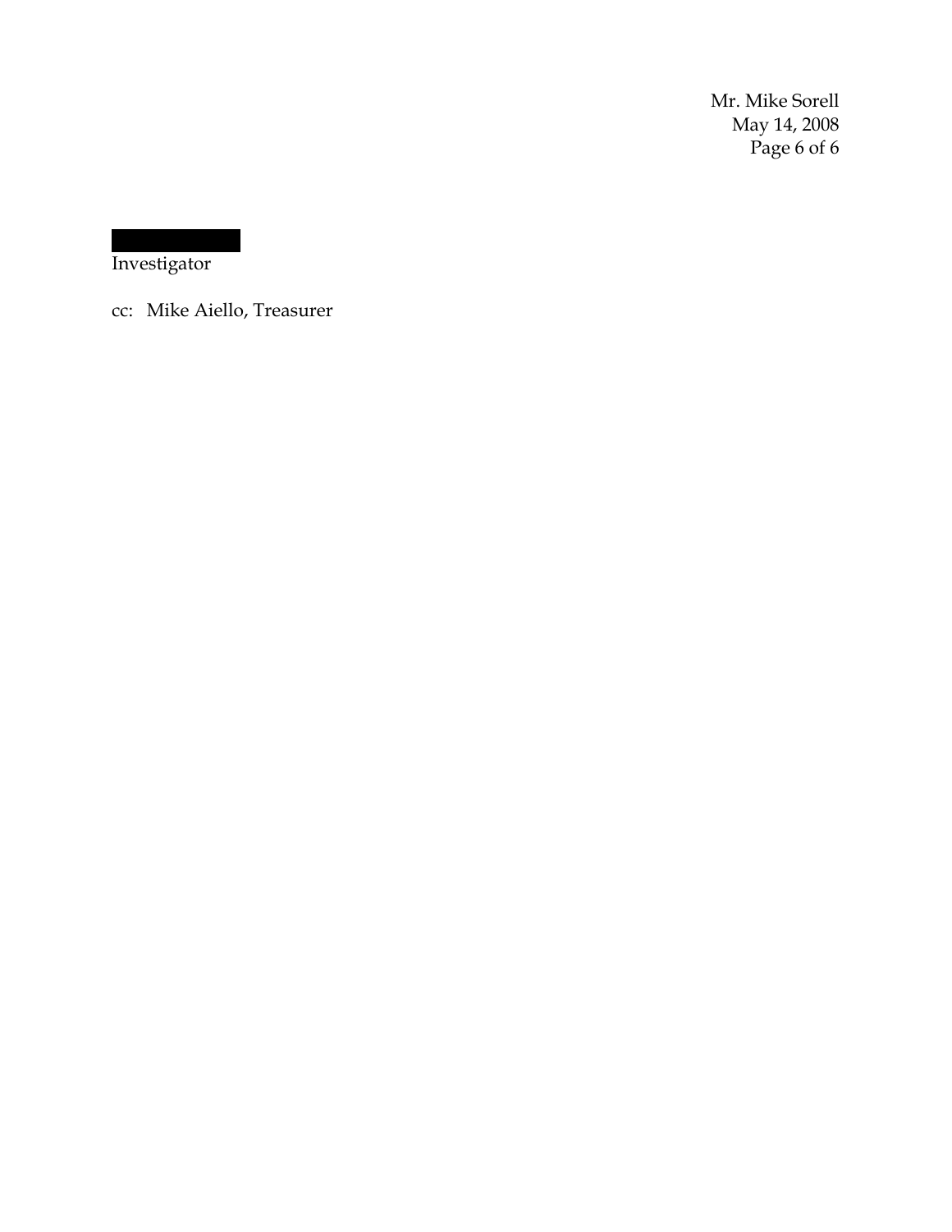Investigator

cc: Mike Aiello, Treasurer